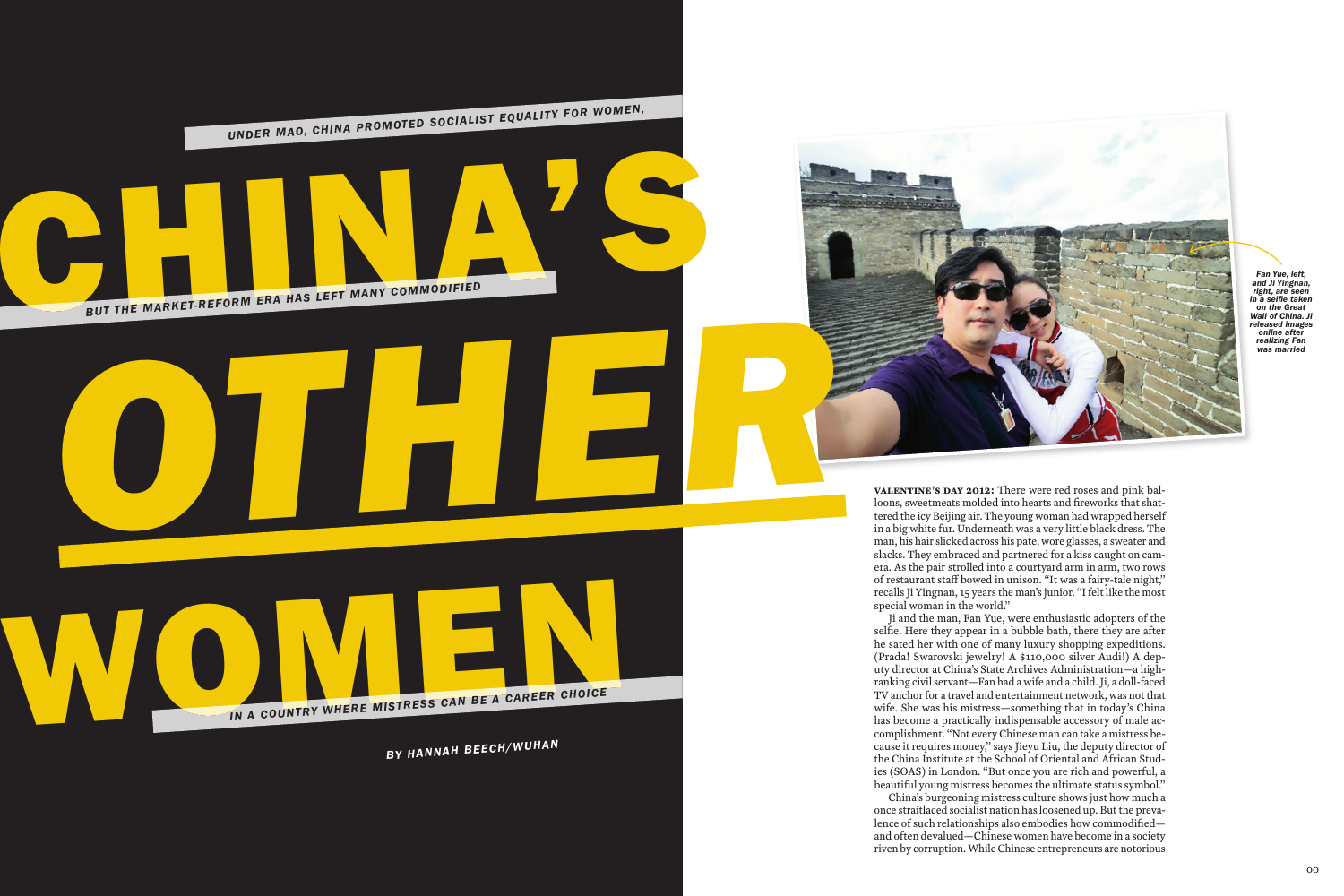# CHINA'S OTHER WOMEN

*UNDER MAO, CHINA PROMOTED SOCIALIST EQUALITY FOR WOMEN, BUT THE MARKET-REFORM ERA HAS LEFT MANY COMMODIFIED IN A COUNTRY WHERE MISTRESS CAN BE A CAREER CHOICE*

*BY HANNAH BEECH/WUHAN*

*Fan Yue, left, and Ji Yingnan, right, are seen in a selfie taken on the Great Wall of China. Ji released images online after realizing Fan was married*

**VALENTINE'S DAY 2012:** There were red roses and pink balloons, sweetmeats molded into hearts and fireworks that shattered the icy Beijing air. The young woman had wrapped herself in a big white fur. Underneath was a very little black dress. The man, his hair slicked across his pate, wore glasses, a sweater and slacks. They embraced and partnered for a kiss caught on camera. As the pair strolled into a courtyard arm in arm, two rows of restaurant staff bowed in unison. "It was a fairy-tale night," recalls Ji Yingnan, 15 years the man's junior. "I felt like the most special woman in the world."

Ji and the man, Fan Yue, were enthusiastic adopters of the selfie. Here they appear in a bubble bath, there they are after he sated her with one of many luxury shopping expeditions. (Prada! Swarovski jewelry! A $110,000 silver Audi!) A deputy director at China's State Archives Administration—a high-ranking civil servant—Fan had a wife and a child. Ji, a doll-faced TV anchor for a travel and entertainment network, was not that wife. She was his mistress—something that in today's China has become a practically indispensable accessory of male accomplishment. "Not every Chinese man can take a mistress because it requires money," says Jieyu Liu, the deputy director of the China Institute at the School of Oriental and African Studies (SOAS) in London. "But once you are rich and powerful, a beautiful young mistress becomes the ultimate status symbol."

China's burgeoning mistress culture shows just how much a once straitlaced socialist nation has loosened up. But the prevalence of such relationships also embodies how commodified—and often devalued—Chinese women have become in a society riven by corruption. While Chinese entrepreneurs are notorious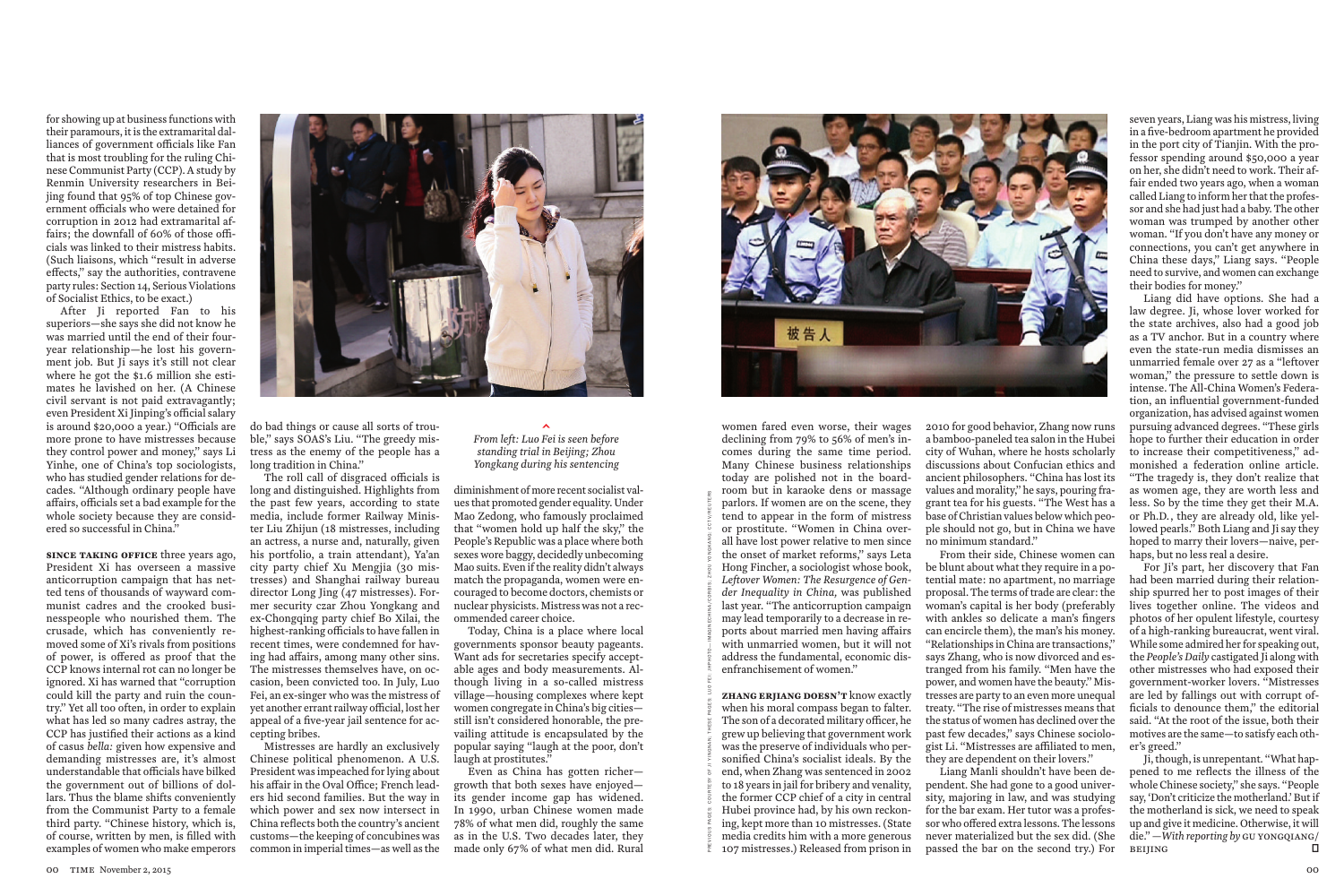for showing up at business functions with their paramours, it is the extramarital dalliances of government officials like Fan that is most troubling for the ruling Chinese Communist Party (CCP). A study by Renmin University researchers in Beijing found that 95% of top Chinese government officials who were detained for corruption in 2012 had extramarital affairs; the downfall of 60% of those officials was linked to their mistress habits. (Such liaisons, which "result in adverse effects," say the authorities, contravene party rules: Section 14, Serious Violations of Socialist Ethics, to be exact.)

After Ji reported Fan to his superiors—she says she did not know he was married until the end of their four-year relationship—he lost his government job. But Ji says it's still not clear where he got the $1.6 million she estimates he lavished on her. (A Chinese civil servant is not paid extravagantly; even President Xi Jinping's official salary is around $20,000 a year.) "Officials are more prone to have mistresses because they control power and money," says Li Yinhe, one of China's top sociologists, who has studied gender relations for decades. "Although ordinary people have affairs, officials set a bad example for the whole society because they are considered so successful in China."

**SINCE TAKING OFFICE** three years ago, President Xi has overseen a massive anticorruption campaign that has netted tens of thousands of wayward communist cadres and the crooked businesspeople who nourished them. The crusade, which has conveniently removed some of Xi's rivals from positions of power, is offered as proof that the CCP knows internal rot can no longer be ignored. Xi has warned that "corruption could kill the party and ruin the country." Yet all too often, in order to explain what has led so many cadres astray, the CCP has justified their actions as a kind of casus *bella:* given how expensive and demanding mistresses are, it's almost understandable that officials have bilked the government out of billions of dollars. Thus the blame shifts conveniently from the Communist Party to a female third party. "Chinese history, which is, of course, written by men, is filled with examples of women who make emperors do bad things or cause all sorts of trouble," says SOAS's Liu. "The greedy mistress as the enemy of the people has a long tradition in China."

The roll call of disgraced officials is long and distinguished. Highlights from the past few years, according to state media, include former Railway Minister Liu Zhijun (18 mistresses, including an actress, a nurse and, naturally, given his portfolio, a train attendant), Ya'an city party chief Xu Mengjia (30 mistresses) and Shanghai railway bureau director Long Jing (47 mistresses). Former security czar Zhou Yongkang and ex-Chongqing party chief Bo Xilai, the highest-ranking officials to have fallen in recent times, were condemned for having had affairs, among many other sins. The mistresses themselves have, on occasion, been convicted too. In July, Luo Fei, an ex-singer who was the mistress of yet another errant railway official, lost her appeal of a five-year jail sentence for accepting bribes.

Mistresses are hardly an exclusively Chinese political phenomenon. A U.S. President was impeached for lying about his affair in the Oval Office; French leaders hid second families. But the way in which power and sex now intersect in China reflects both the country's ancient customs—the keeping of concubines was common in imperial times—as well as the diminishment of more recent socialist values that promoted gender equality. Under Mao Zedong, who famously proclaimed that "women hold up half the sky," the People's Republic was a place where both sexes wore baggy, decidedly unbecoming Mao suits. Even if the reality didn't always match the propaganda, women were encouraged to become doctors, chemists or nuclear physicists. Mistress was not a recommended career choice.

Today, China is a place where local governments sponsor beauty pageants. Want ads for secretaries specify acceptable ages and body measurements. Although living in a so-called mistress village—housing complexes where kept women congregate in China's big cities—still isn't considered honorable, the prevailing attitude is encapsulated by the popular saying "laugh at the poor, don't laugh at prostitutes."

Even as China has gotten richer—growth that both sexes have enjoyed—its gender income gap has widened. In 1990, urban Chinese women made 78% of what men did, roughly the same as in the U.S. Two decades later, they made only 67% of what men did. Rural women fared even worse, their wages declining from 79% to 56% of men's incomes during the same time period. Many Chinese business relationships today are polished not in the boardroom but in karaoke dens or massage parlors. If women are on the scene, they tend to appear in the form of mistress or prostitute. "Women in China overall have lost power relative to men since the onset of market reforms," says Leta Hong Fincher, a sociologist whose book, *Leftover Women: The Resurgence of Gender Inequality in China,* was published last year. "The anticorruption campaign may lead temporarily to a decrease in reports about married men having affairs with unmarried women, but it will not address the fundamental, economic disenfranchisement of women."

*From left: Luo Fei is seen before standing trial in Beijing; Zhou Yongkang during his sentencing*

**ZHANG ERJIANG DOESN'T** know exactly when his moral compass began to falter. The son of a decorated military officer, he grew up believing that government work was the preserve of individuals who personified China's socialist ideals. By the end, when Zhang was sentenced in 2002 to 18 years in jail for bribery and venality, the former CCP chief of a city in central Hubei province had, by his own reckoning, kept more than 10 mistresses. (State media credits him with a more generous 107 mistresses.) Released from prison in 2010 for good behavior, Zhang now runs a bamboo-paneled tea salon in the Hubei city of Wuhan, where he hosts scholarly discussions about Confucian ethics and ancient philosophers. "China has lost its values and morality," he says, pouring fragrant tea for his guests. "The West has a base of Christian values below which people should not go, but in China we have no minimum standard."

From their side, Chinese women can be blunt about what they require in a potential mate: no apartment, no marriage proposal. The terms of trade are clear: the woman's capital is her body (preferably with ankles so delicate a man's fingers can encircle them), the man's his money. "Relationships in China are transactions," says Zhang, who is now divorced and estranged from his family. "Men have the power, and women have the beauty." Mistresses are party to an even more unequal treaty. "The rise of mistresses means that the status of women has declined over the past few decades," says Chinese sociologist Li. "Mistresses are affiliated to men, they are dependent on their lovers."

Liang Manli shouldn't have been dependent. She had gone to a good university, majoring in law, and was studying for the bar exam. Her tutor was a professor who offered extra lessons. The lessons never materialized but the sex did. (She passed the bar on the second try.) For seven years, Liang was his mistress, living in a five-bedroom apartment he provided in the port city of Tianjin. With the professor spending around $50,000 a year on her, she didn't need to work. Their affair ended two years ago, when a woman called Liang to inform her that the professor and she had just had a baby. The other woman was trumped by another other woman. "If you don't have any money or connections, you can't get anywhere in China these days," Liang says. "People need to survive, and women can exchange their bodies for money."

Liang did have options. She had a law degree. Ji, whose lover worked for the state archives, also had a good job as a TV anchor. But in a country where even the state-run media dismisses an unmarried female over 27 as a "leftover woman," the pressure to settle down is intense. The All-China Women's Federation, an influential government-funded organization, has advised against women pursuing advanced degrees. "These girls hope to further their education in order to increase their competitiveness," admonished a federation online article. "The tragedy is, they don't realize that as women age, they are worth less and less. So by the time they get their M.A. or Ph.D., they are already old, like yellowed pearls." Both Liang and Ji say they hoped to marry their lovers—naive, perhaps, but no less real a desire.

For Ji's part, her discovery that Fan had been married during their relationship spurred her to post images of their lives together online. The videos and photos of her opulent lifestyle, courtesy of a high-ranking bureaucrat, went viral. While some admired her for speaking out, the *People's Daily* castigated Ji along with other mistresses who had exposed their government-worker lovers. "Mistresses are led by fallings out with corrupt officials to denounce them," the editorial said. "At the root of the issue, both their motives are the same—to satisfy each other's greed."

Ji, though, is unrepentant. "What happened to me reflects the illness of the whole Chinese society," she says. "People say, 'Don't criticize the motherland.' But if the motherland is sick, we need to speak up and give it medicine. Otherwise, it will die." —*With reporting by* GU YONGQIANG/BEIJING